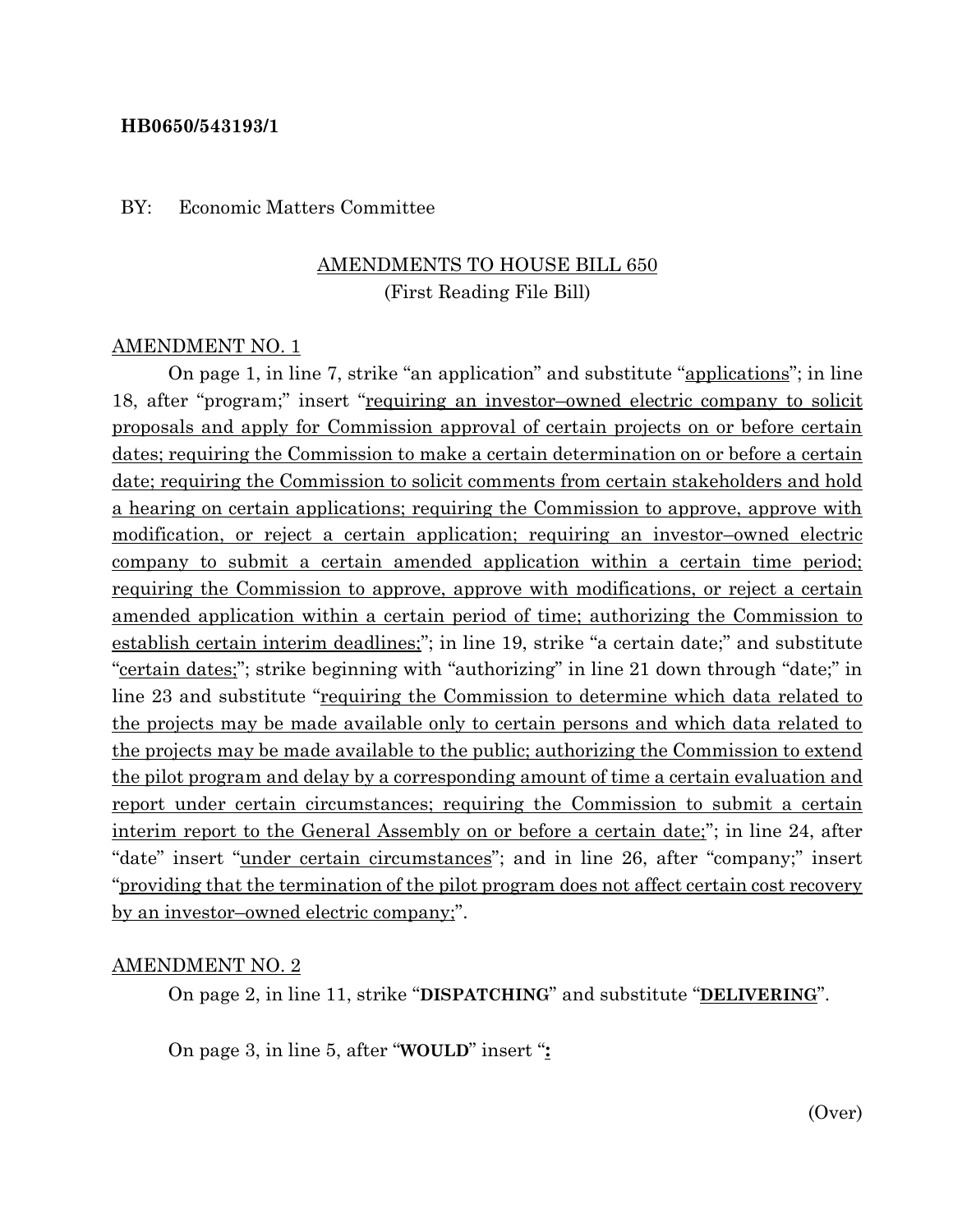**HB0650/543193/1**

BY: Economic Matters Committee

AMENDMENTS TO HOUSE BILL 650
(First Reading File Bill)

AMENDMENT NO. 1

On page 1, in line 7, strike "an application" and substitute "applications"; in line 18, after "program;" insert "requiring an investor–owned electric company to solicit proposals and apply for Commission approval of certain projects on or before certain dates; requiring the Commission to make a certain determination on or before a certain date; requiring the Commission to solicit comments from certain stakeholders and hold a hearing on certain applications; requiring the Commission to approve, approve with modification, or reject a certain application; requiring an investor–owned electric company to submit a certain amended application within a certain time period; requiring the Commission to approve, approve with modifications, or reject a certain amended application within a certain period of time; authorizing the Commission to establish certain interim deadlines;"; in line 19, strike "a certain date;" and substitute "certain dates;"; strike beginning with "authorizing" in line 21 down through "date;" in line 23 and substitute "requiring the Commission to determine which data related to the projects may be made available only to certain persons and which data related to the projects may be made available to the public; authorizing the Commission to extend the pilot program and delay by a corresponding amount of time a certain evaluation and report under certain circumstances; requiring the Commission to submit a certain interim report to the General Assembly on or before a certain date;"; in line 24, after "date" insert "under certain circumstances"; and in line 26, after "company;" insert "providing that the termination of the pilot program does not affect certain cost recovery by an investor–owned electric company;".

AMENDMENT NO. 2

On page 2, in line 11, strike "**DISPATCHING**" and substitute "**DELIVERING**".

On page 3, in line 5, after "**WOULD**" insert "**:**

(Over)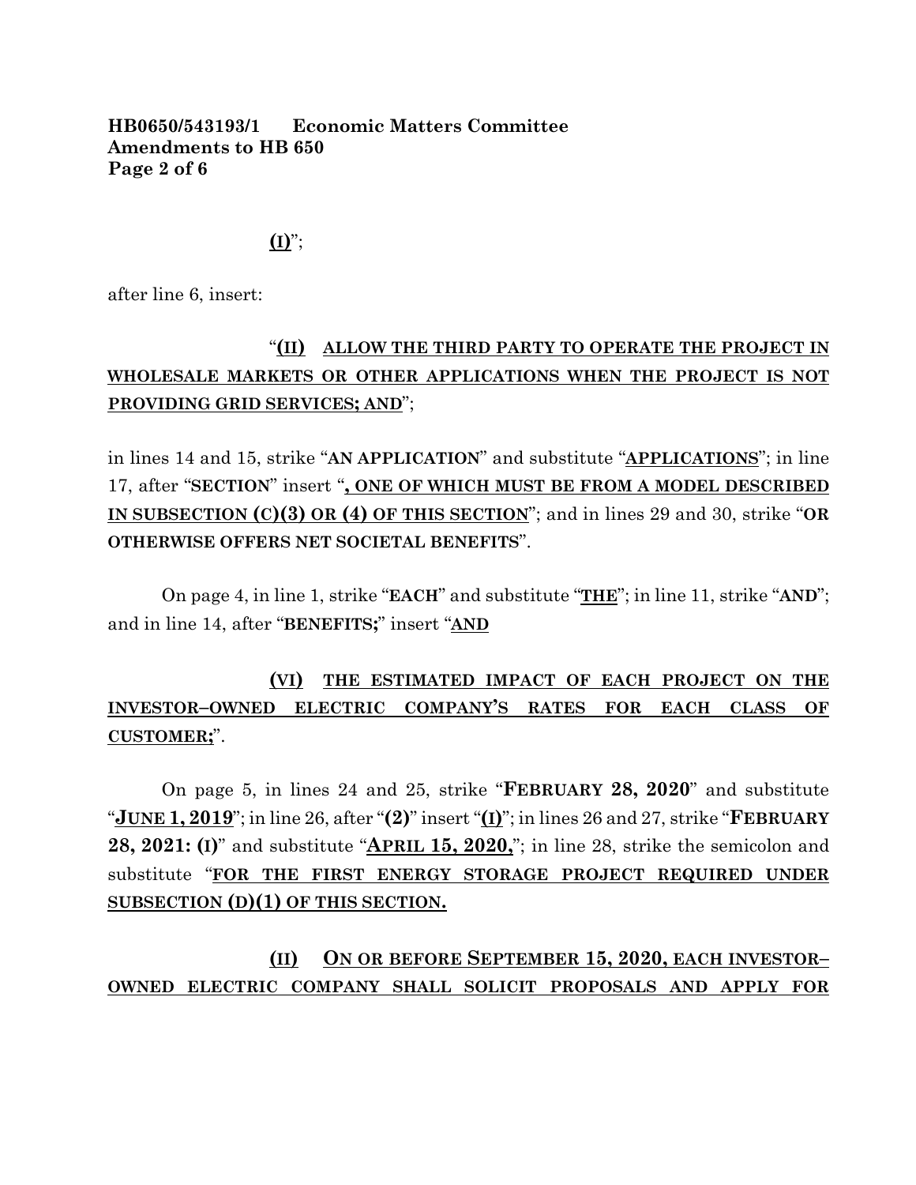**(I)**";

after line 6, insert:

"**(II) ALLOW THE THIRD PARTY TO OPERATE THE PROJECT IN WHOLESALE MARKETS OR OTHER APPLICATIONS WHEN THE PROJECT IS NOT PROVIDING GRID SERVICES; AND**";

in lines 14 and 15, strike "**AN APPLICATION**" and substitute "**APPLICATIONS**"; in line 17, after "**SECTION**" insert "**, ONE OF WHICH MUST BE FROM A MODEL DESCRIBED IN SUBSECTION (C)(3) OR (4) OF THIS SECTION**"; and in lines 29 and 30, strike "**OR OTHERWISE OFFERS NET SOCIETAL BENEFITS**".

On page 4, in line 1, strike "**EACH**" and substitute "**THE**"; in line 11, strike "**AND**"; and in line 14, after "**BENEFITS;**" insert "**AND**

**(VI) THE ESTIMATED IMPACT OF EACH PROJECT ON THE INVESTOR–OWNED ELECTRIC COMPANY'S RATES FOR EACH CLASS OF CUSTOMER;**".

On page 5, in lines 24 and 25, strike "**FEBRUARY 28, 2020**" and substitute "**JUNE 1, 2019**"; in line 26, after "**(2)**" insert "**(I)**"; in lines 26 and 27, strike "**FEBRUARY 28, 2021: (I)**" and substitute "**APRIL 15, 2020,**"; in line 28, strike the semicolon and substitute "**FOR THE FIRST ENERGY STORAGE PROJECT REQUIRED UNDER SUBSECTION (D)(1) OF THIS SECTION.**

**(II) ON OR BEFORE SEPTEMBER 15, 2020, EACH INVESTOR–OWNED ELECTRIC COMPANY SHALL SOLICIT PROPOSALS AND APPLY FOR**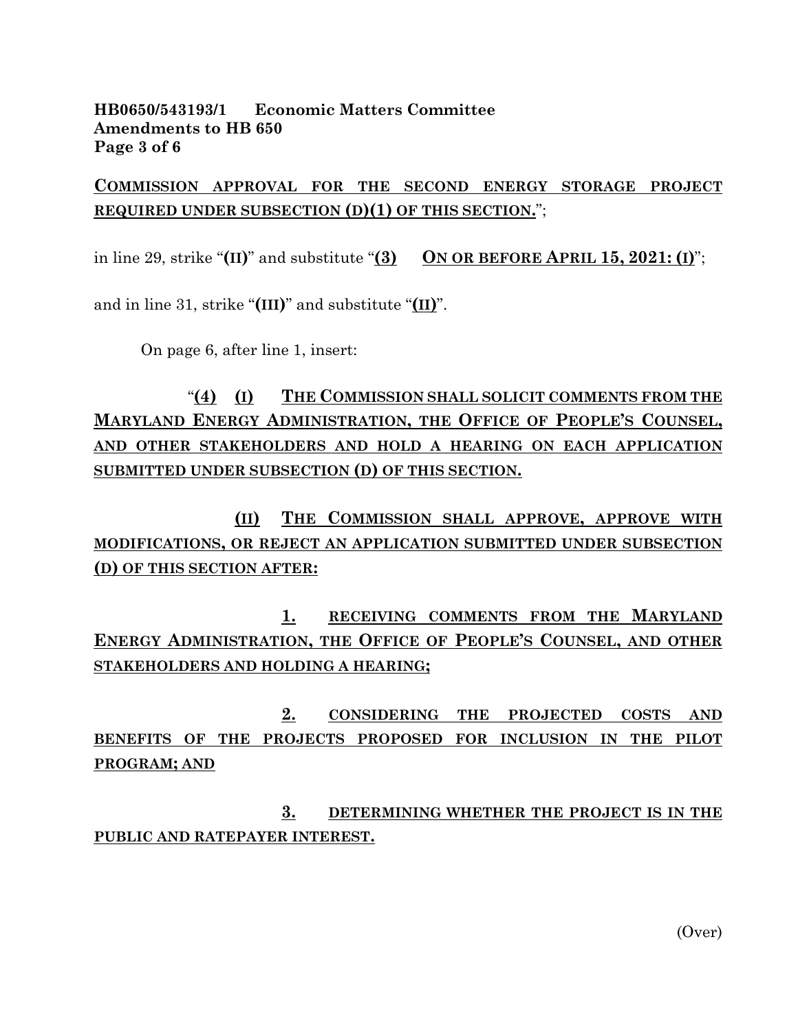**HB0650/543193/1 Economic Matters Committee**
**Amendments to HB 650**

COMMISSION APPROVAL FOR THE SECOND ENERGY STORAGE PROJECT REQUIRED UNDER SUBSECTION (D)(1) OF THIS SECTION.";

in line 29, strike "**(II)**" and substitute "**(3)** ON OR BEFORE APRIL 15, 2021: **(I)**";

and in line 31, strike "**(III)**" and substitute "**(II)**".

On page 6, after line 1, insert:

"**(4)** **(I)** THE COMMISSION SHALL SOLICIT COMMENTS FROM THE MARYLAND ENERGY ADMINISTRATION, THE OFFICE OF PEOPLE'S COUNSEL, AND OTHER STAKEHOLDERS AND HOLD A HEARING ON EACH APPLICATION SUBMITTED UNDER SUBSECTION (D) OF THIS SECTION.

**(II)** THE COMMISSION SHALL APPROVE, APPROVE WITH MODIFICATIONS, OR REJECT AN APPLICATION SUBMITTED UNDER SUBSECTION (D) OF THIS SECTION AFTER:

**1.** RECEIVING COMMENTS FROM THE MARYLAND ENERGY ADMINISTRATION, THE OFFICE OF PEOPLE'S COUNSEL, AND OTHER STAKEHOLDERS AND HOLDING A HEARING;

**2.** CONSIDERING THE PROJECTED COSTS AND BENEFITS OF THE PROJECTS PROPOSED FOR INCLUSION IN THE PILOT PROGRAM; AND

**3.** DETERMINING WHETHER THE PROJECT IS IN THE PUBLIC AND RATEPAYER INTEREST.

(Over)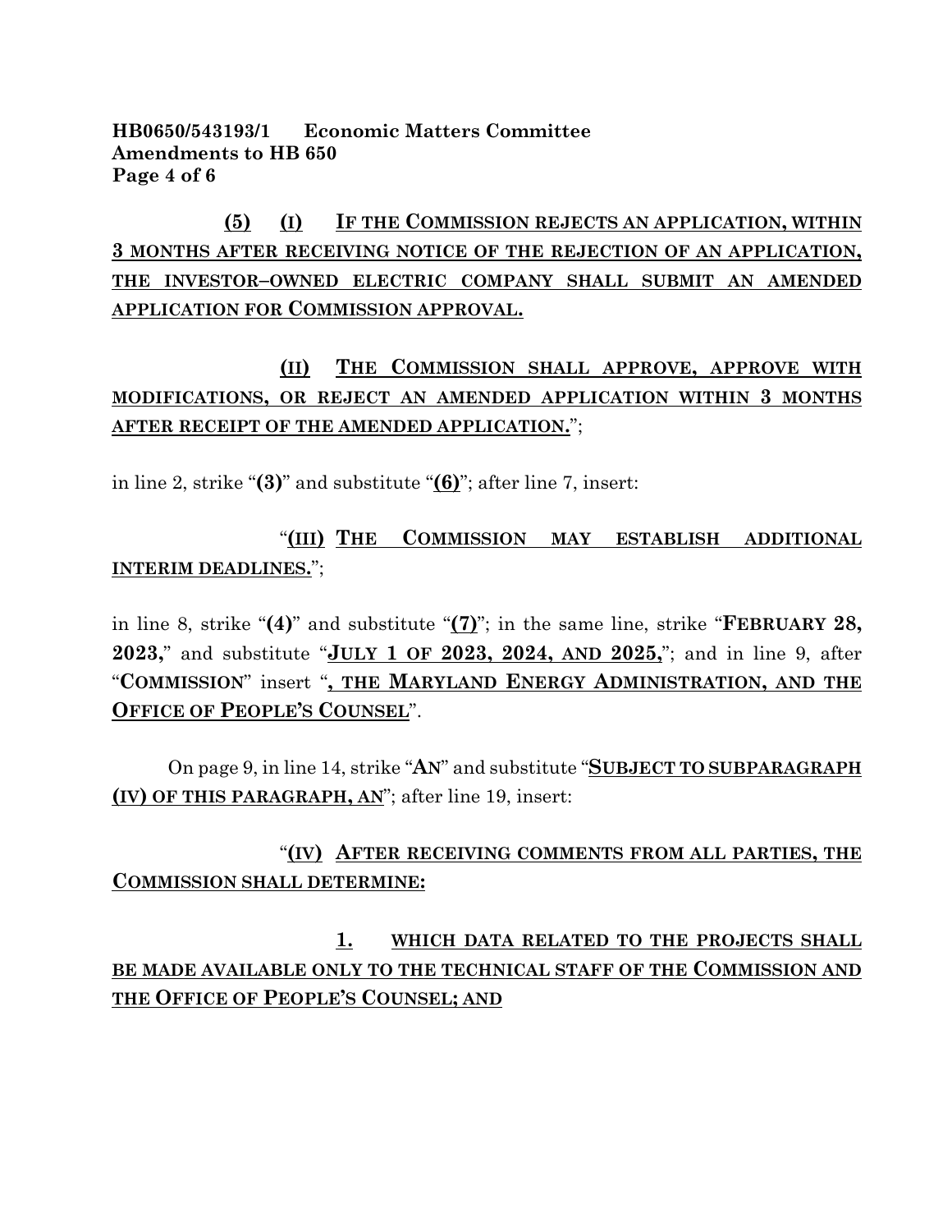**(5)** **(I)** **IF THE COMMISSION REJECTS AN APPLICATION, WITHIN 3 MONTHS AFTER RECEIVING NOTICE OF THE REJECTION OF AN APPLICATION, THE INVESTOR–OWNED ELECTRIC COMPANY SHALL SUBMIT AN AMENDED APPLICATION FOR COMMISSION APPROVAL.**

**(II)** **THE COMMISSION SHALL APPROVE, APPROVE WITH MODIFICATIONS, OR REJECT AN AMENDED APPLICATION WITHIN 3 MONTHS AFTER RECEIPT OF THE AMENDED APPLICATION.**";

in line 2, strike "**(3)**" and substitute "**(6)**"; after line 7, insert:

"**(III)** **THE COMMISSION MAY ESTABLISH ADDITIONAL INTERIM DEADLINES.**";

in line 8, strike "**(4)**" and substitute "**(7)**"; in the same line, strike "**FEBRUARY 28, 2023,**" and substitute "**JULY 1 OF 2023, 2024, AND 2025,**"; and in line 9, after "**COMMISSION**" insert "**, THE MARYLAND ENERGY ADMINISTRATION, AND THE OFFICE OF PEOPLE'S COUNSEL**".

On page 9, in line 14, strike "**AN**" and substitute "**SUBJECT TO SUBPARAGRAPH (IV) OF THIS PARAGRAPH, AN**"; after line 19, insert:

"**(IV)** **AFTER RECEIVING COMMENTS FROM ALL PARTIES, THE COMMISSION SHALL DETERMINE:**

**1.** **WHICH DATA RELATED TO THE PROJECTS SHALL BE MADE AVAILABLE ONLY TO THE TECHNICAL STAFF OF THE COMMISSION AND THE OFFICE OF PEOPLE'S COUNSEL; AND**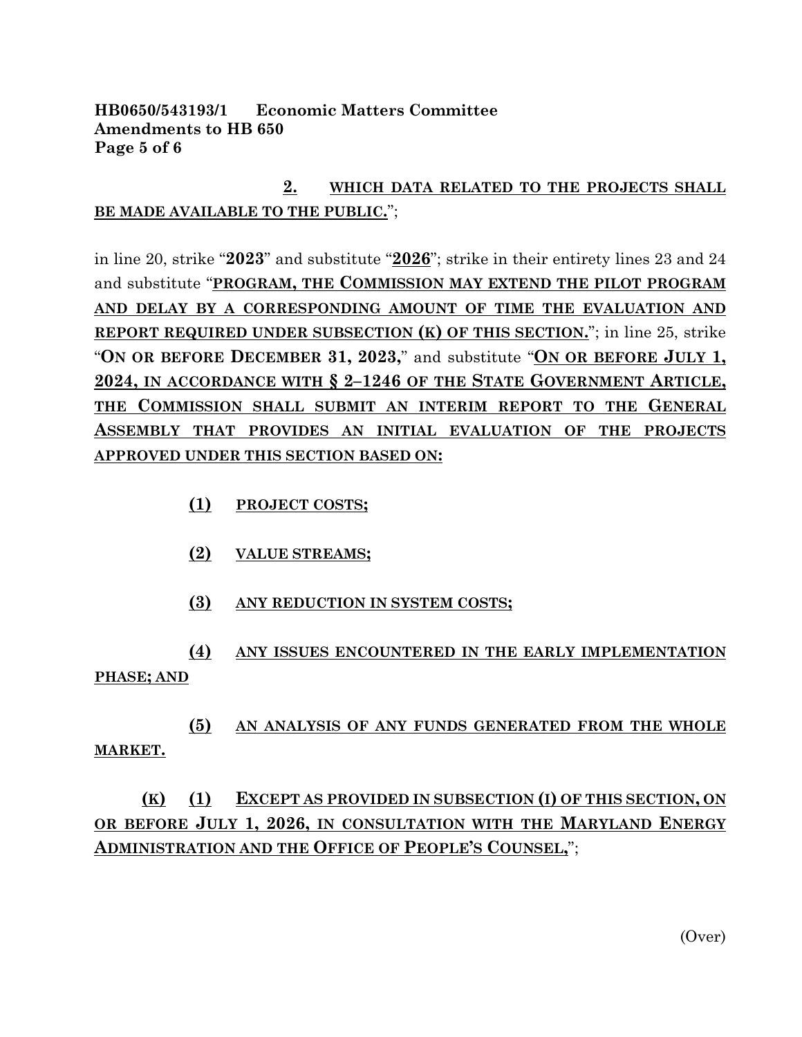**HB0650/543193/1 Economic Matters Committee**
**Amendments to HB 650**

2. WHICH DATA RELATED TO THE PROJECTS SHALL BE MADE AVAILABLE TO THE PUBLIC.";

in line 20, strike "**2023**" and substitute "**2026**"; strike in their entirety lines 23 and 24 and substitute "**PROGRAM, THE COMMISSION MAY EXTEND THE PILOT PROGRAM AND DELAY BY A CORRESPONDING AMOUNT OF TIME THE EVALUATION AND REPORT REQUIRED UNDER SUBSECTION (K) OF THIS SECTION.**"; in line 25, strike "**ON OR BEFORE DECEMBER 31, 2023,**" and substitute "**ON OR BEFORE JULY 1, 2024, IN ACCORDANCE WITH § 2–1246 OF THE STATE GOVERNMENT ARTICLE, THE COMMISSION SHALL SUBMIT AN INTERIM REPORT TO THE GENERAL ASSEMBLY THAT PROVIDES AN INITIAL EVALUATION OF THE PROJECTS APPROVED UNDER THIS SECTION BASED ON:**

**(1) PROJECT COSTS;**

**(2) VALUE STREAMS;**

**(3) ANY REDUCTION IN SYSTEM COSTS;**

**(4) ANY ISSUES ENCOUNTERED IN THE EARLY IMPLEMENTATION PHASE; AND**

**(5) AN ANALYSIS OF ANY FUNDS GENERATED FROM THE WHOLE MARKET.**

**(K) (1) EXCEPT AS PROVIDED IN SUBSECTION (I) OF THIS SECTION, ON OR BEFORE JULY 1, 2026, IN CONSULTATION WITH THE MARYLAND ENERGY ADMINISTRATION AND THE OFFICE OF PEOPLE'S COUNSEL,**";

(Over)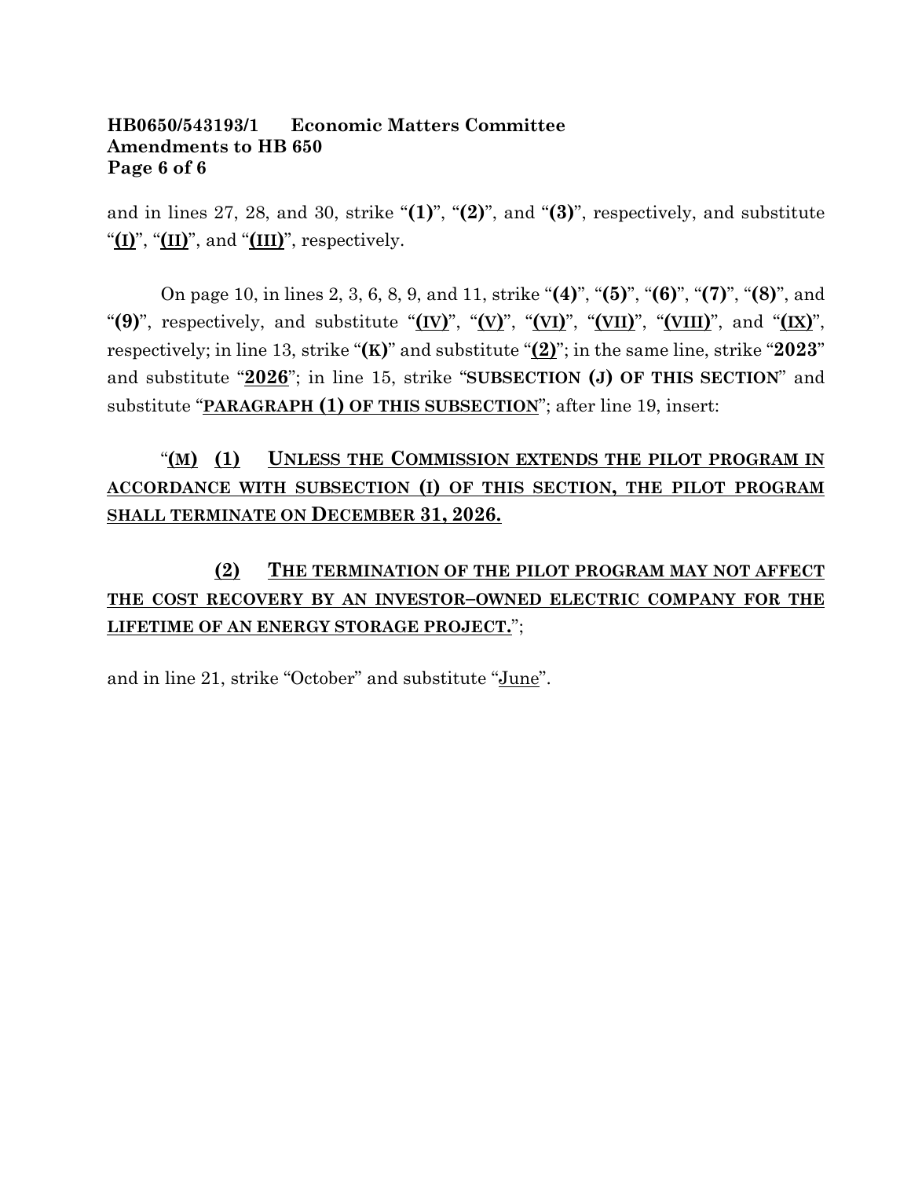and in lines 27, 28, and 30, strike "**(1)**", "**(2)**", and "**(3)**", respectively, and substitute "**(I)**", "**(II)**", and "**(III)**", respectively.

On page 10, in lines 2, 3, 6, 8, 9, and 11, strike "**(4)**", "**(5)**", "**(6)**", "**(7)**", "**(8)**", and "**(9)**", respectively, and substitute "**(IV)**", "**(V)**", "**(VI)**", "**(VII)**", "**(VIII)**", and "**(IX)**", respectively; in line 13, strike "**(K)**" and substitute "**(2)**"; in the same line, strike "**2023**" and substitute "**2026**"; in line 15, strike "**SUBSECTION (J) OF THIS SECTION**" and substitute "**PARAGRAPH (1) OF THIS SUBSECTION**"; after line 19, insert:

"**(M) (1) UNLESS THE COMMISSION EXTENDS THE PILOT PROGRAM IN ACCORDANCE WITH SUBSECTION (I) OF THIS SECTION, THE PILOT PROGRAM SHALL TERMINATE ON DECEMBER 31, 2026.**

**(2) THE TERMINATION OF THE PILOT PROGRAM MAY NOT AFFECT THE COST RECOVERY BY AN INVESTOR–OWNED ELECTRIC COMPANY FOR THE LIFETIME OF AN ENERGY STORAGE PROJECT.**";

and in line 21, strike "October" and substitute "June".